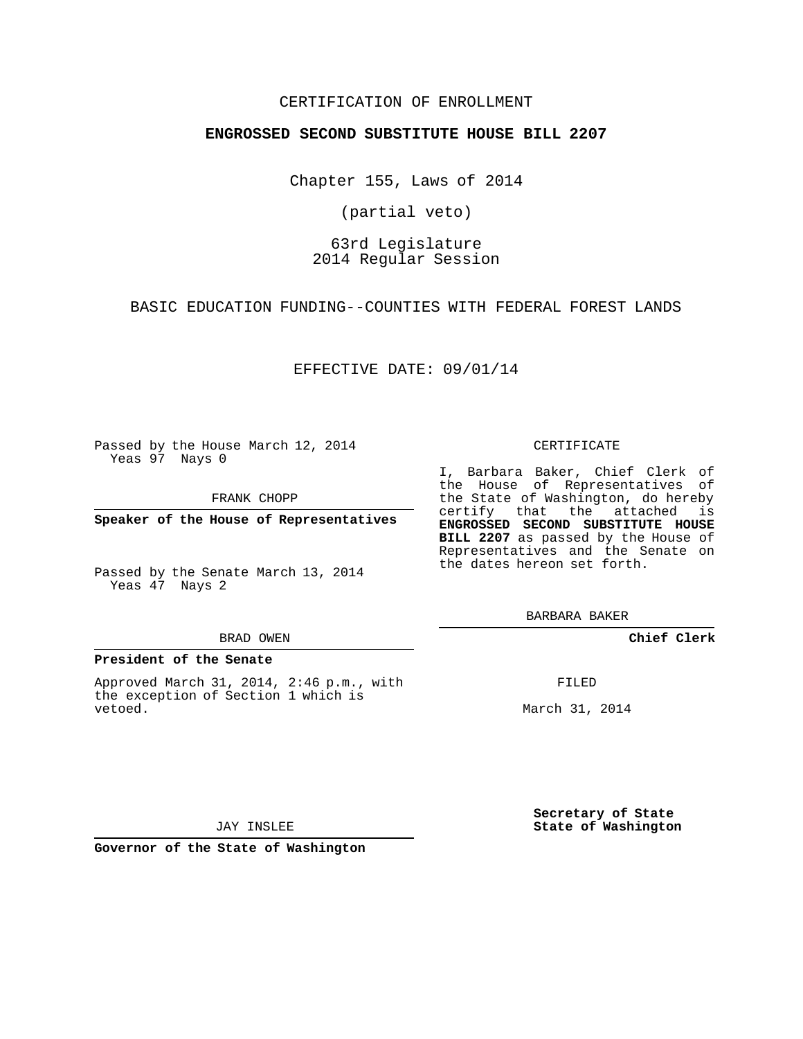CERTIFICATION OF ENROLLMENT

**ENGROSSED SECOND SUBSTITUTE HOUSE BILL 2207**

Chapter 155, Laws of 2014

(partial veto)

63rd Legislature
2014 Regular Session

BASIC EDUCATION FUNDING--COUNTIES WITH FEDERAL FOREST LANDS

EFFECTIVE DATE: 09/01/14

Passed by the House March 12, 2014
Yeas 97 Nays 0

FRANK CHOPP

**Speaker of the House of Representatives**

Passed by the Senate March 13, 2014
Yeas 47 Nays 2

BRAD OWEN

**President of the Senate**

Approved March 31, 2014, 2:46 p.m., with the exception of Section 1 which is vetoed.

JAY INSLEE

**Governor of the State of Washington**

CERTIFICATE

I, Barbara Baker, Chief Clerk of the House of Representatives of the State of Washington, do hereby certify that the attached is **ENGROSSED SECOND SUBSTITUTE HOUSE BILL 2207** as passed by the House of Representatives and the Senate on the dates hereon set forth.

BARBARA BAKER

**Chief Clerk**

FILED

March 31, 2014

**Secretary of State**
**State of Washington**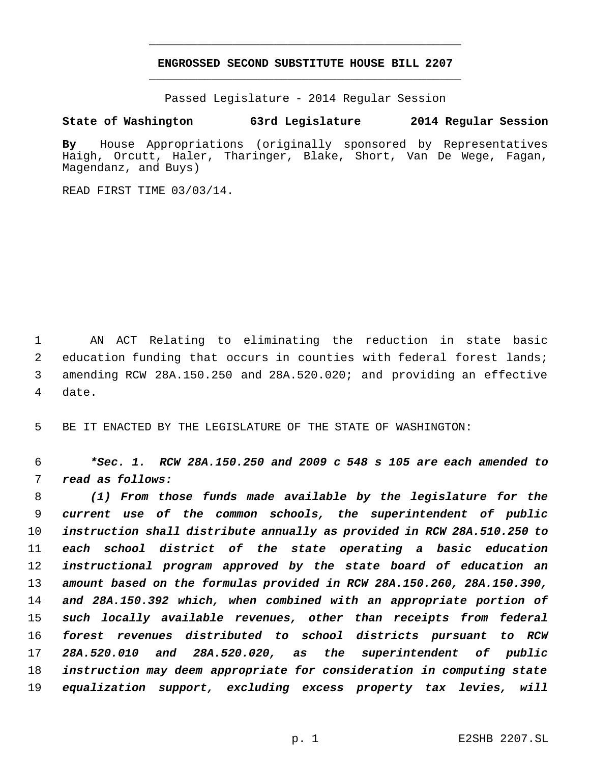# ENGROSSED SECOND SUBSTITUTE HOUSE BILL 2207

Passed Legislature - 2014 Regular Session

**State of Washington 63rd Legislature 2014 Regular Session**

**By** House Appropriations (originally sponsored by Representatives Haigh, Orcutt, Haler, Tharinger, Blake, Short, Van De Wege, Fagan, Magendanz, and Buys)

READ FIRST TIME 03/03/14.

AN ACT Relating to eliminating the reduction in state basic education funding that occurs in counties with federal forest lands; amending RCW 28A.150.250 and 28A.520.020; and providing an effective date.

BE IT ENACTED BY THE LEGISLATURE OF THE STATE OF WASHINGTON:

***\*Sec. 1. RCW 28A.150.250 and 2009 c 548 s 105 are each amended to read as follows:***

***(1) From those funds made available by the legislature for the current use of the common schools, the superintendent of public instruction shall distribute annually as provided in RCW 28A.510.250 to each school district of the state operating a basic education instructional program approved by the state board of education an amount based on the formulas provided in RCW 28A.150.260, 28A.150.390, and 28A.150.392 which, when combined with an appropriate portion of such locally available revenues, other than receipts from federal forest revenues distributed to school districts pursuant to RCW 28A.520.010 and 28A.520.020, as the superintendent of public instruction may deem appropriate for consideration in computing state equalization support, excluding excess property tax levies, will***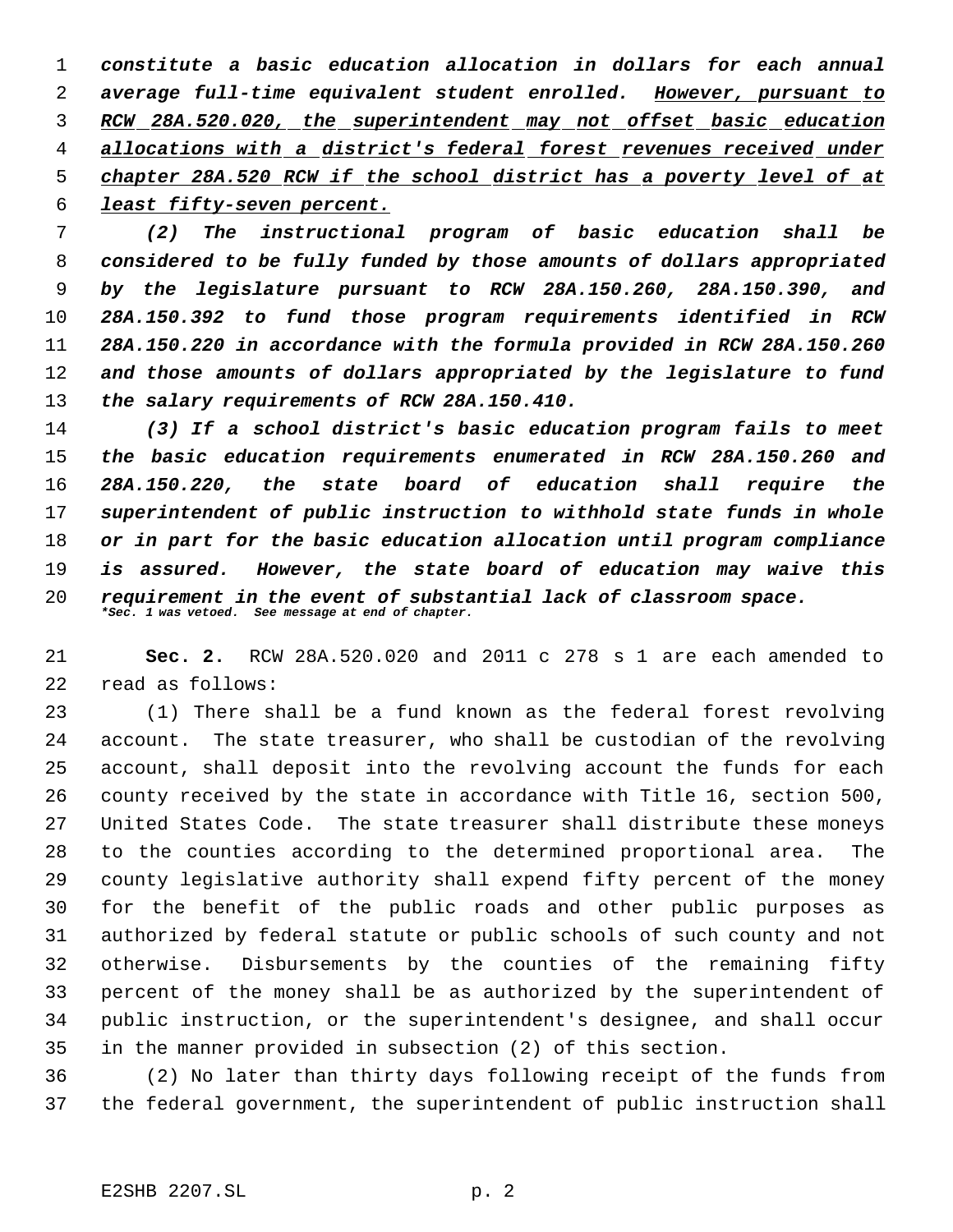*constitute a basic education allocation in dollars for each annual average full-time equivalent student enrolled. <u>However, pursuant to RCW 28A.520.020, the superintendent may not offset basic education allocations with a district's federal forest revenues received under chapter 28A.520 RCW if the school district has a poverty level of at least fifty-seven percent.</u>*

*(2) The instructional program of basic education shall be considered to be fully funded by those amounts of dollars appropriated by the legislature pursuant to RCW 28A.150.260, 28A.150.390, and 28A.150.392 to fund those program requirements identified in RCW 28A.150.220 in accordance with the formula provided in RCW 28A.150.260 and those amounts of dollars appropriated by the legislature to fund the salary requirements of RCW 28A.150.410.*

*(3) If a school district's basic education program fails to meet the basic education requirements enumerated in RCW 28A.150.260 and 28A.150.220, the state board of education shall require the superintendent of public instruction to withhold state funds in whole or in part for the basic education allocation until program compliance is assured. However, the state board of education may waive this requirement in the event of substantial lack of classroom space.*

***Sec. 1 was vetoed. See message at end of chapter.***

**Sec. 2.** RCW 28A.520.020 and 2011 c 278 s 1 are each amended to read as follows:

(1) There shall be a fund known as the federal forest revolving account. The state treasurer, who shall be custodian of the revolving account, shall deposit into the revolving account the funds for each county received by the state in accordance with Title 16, section 500, United States Code. The state treasurer shall distribute these moneys to the counties according to the determined proportional area. The county legislative authority shall expend fifty percent of the money for the benefit of the public roads and other public purposes as authorized by federal statute or public schools of such county and not otherwise. Disbursements by the counties of the remaining fifty percent of the money shall be as authorized by the superintendent of public instruction, or the superintendent's designee, and shall occur in the manner provided in subsection (2) of this section.

(2) No later than thirty days following receipt of the funds from the federal government, the superintendent of public instruction shall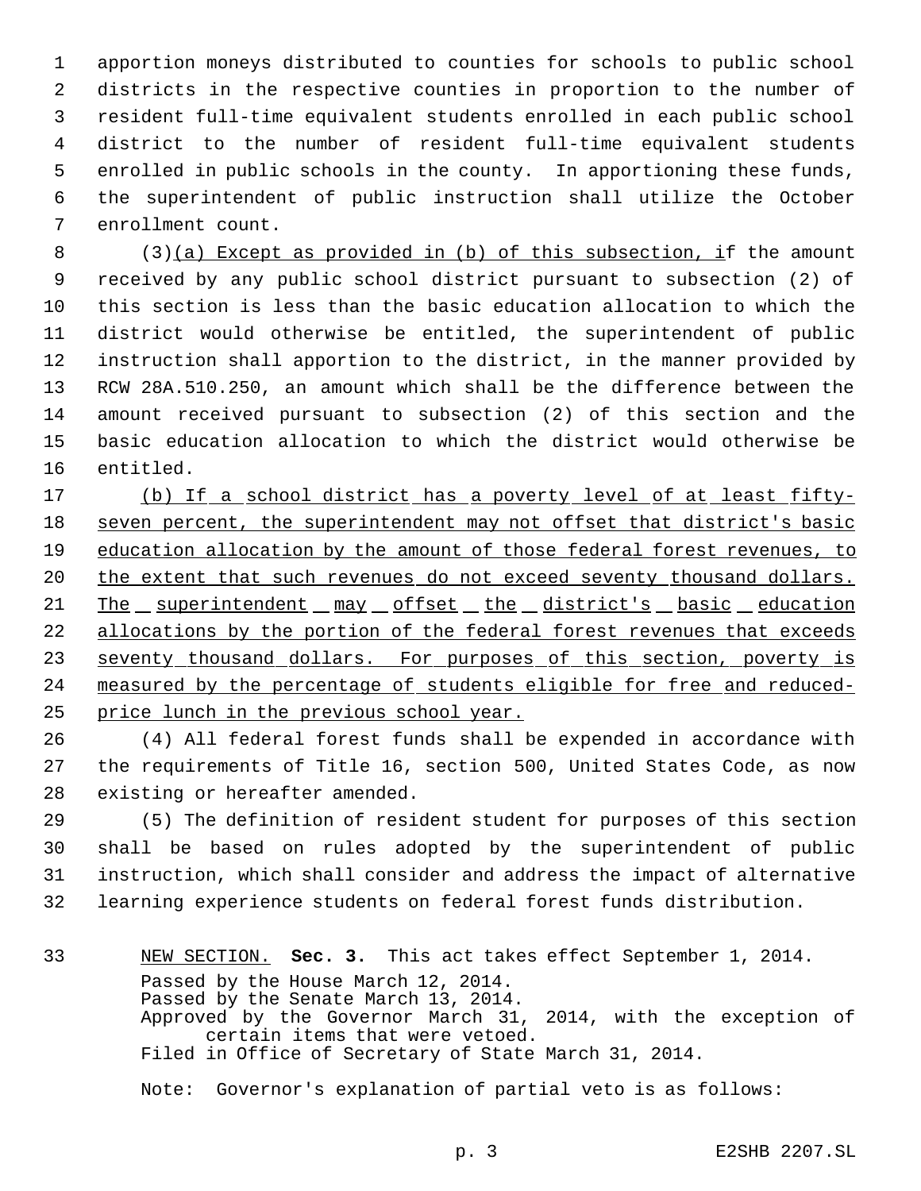apportion moneys distributed to counties for schools to public school districts in the respective counties in proportion to the number of resident full-time equivalent students enrolled in each public school district to the number of resident full-time equivalent students enrolled in public schools in the county. In apportioning these funds, the superintendent of public instruction shall utilize the October enrollment count.

(3)(a) Except as provided in (b) of this subsection, if the amount received by any public school district pursuant to subsection (2) of this section is less than the basic education allocation to which the district would otherwise be entitled, the superintendent of public instruction shall apportion to the district, in the manner provided by RCW 28A.510.250, an amount which shall be the difference between the amount received pursuant to subsection (2) of this section and the basic education allocation to which the district would otherwise be entitled.

(b) If a school district has a poverty level of at least fifty-seven percent, the superintendent may not offset that district's basic education allocation by the amount of those federal forest revenues, to the extent that such revenues do not exceed seventy thousand dollars. The superintendent may offset the district's basic education allocations by the portion of the federal forest revenues that exceeds seventy thousand dollars. For purposes of this section, poverty is measured by the percentage of students eligible for free and reduced-price lunch in the previous school year.

(4) All federal forest funds shall be expended in accordance with the requirements of Title 16, section 500, United States Code, as now existing or hereafter amended.

(5) The definition of resident student for purposes of this section shall be based on rules adopted by the superintendent of public instruction, which shall consider and address the impact of alternative learning experience students on federal forest funds distribution.

NEW SECTION. **Sec. 3.** This act takes effect September 1, 2014.

Passed by the House March 12, 2014.
Passed by the Senate March 13, 2014.
Approved by the Governor March 31, 2014, with the exception of certain items that were vetoed.
Filed in Office of Secretary of State March 31, 2014.

Note: Governor's explanation of partial veto is as follows: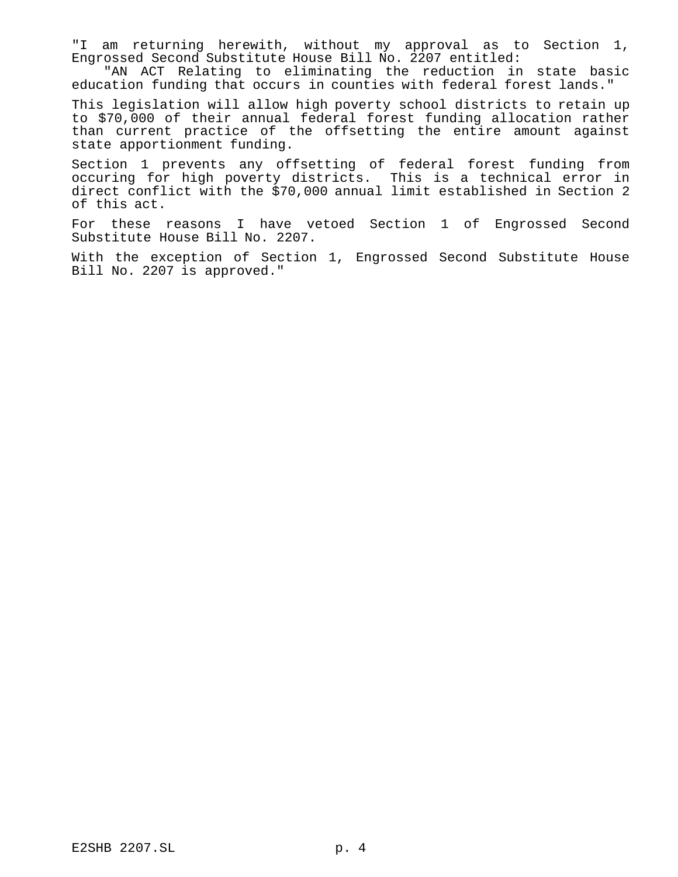"I am returning herewith, without my approval as to Section 1, Engrossed Second Substitute House Bill No. 2207 entitled:

"AN ACT Relating to eliminating the reduction in state basic education funding that occurs in counties with federal forest lands."

This legislation will allow high poverty school districts to retain up to $70,000 of their annual federal forest funding allocation rather than current practice of the offsetting the entire amount against state apportionment funding.

Section 1 prevents any offsetting of federal forest funding from occuring for high poverty districts. This is a technical error in direct conflict with the $70,000 annual limit established in Section 2 of this act.

For these reasons I have vetoed Section 1 of Engrossed Second Substitute House Bill No. 2207.

With the exception of Section 1, Engrossed Second Substitute House Bill No. 2207 is approved."